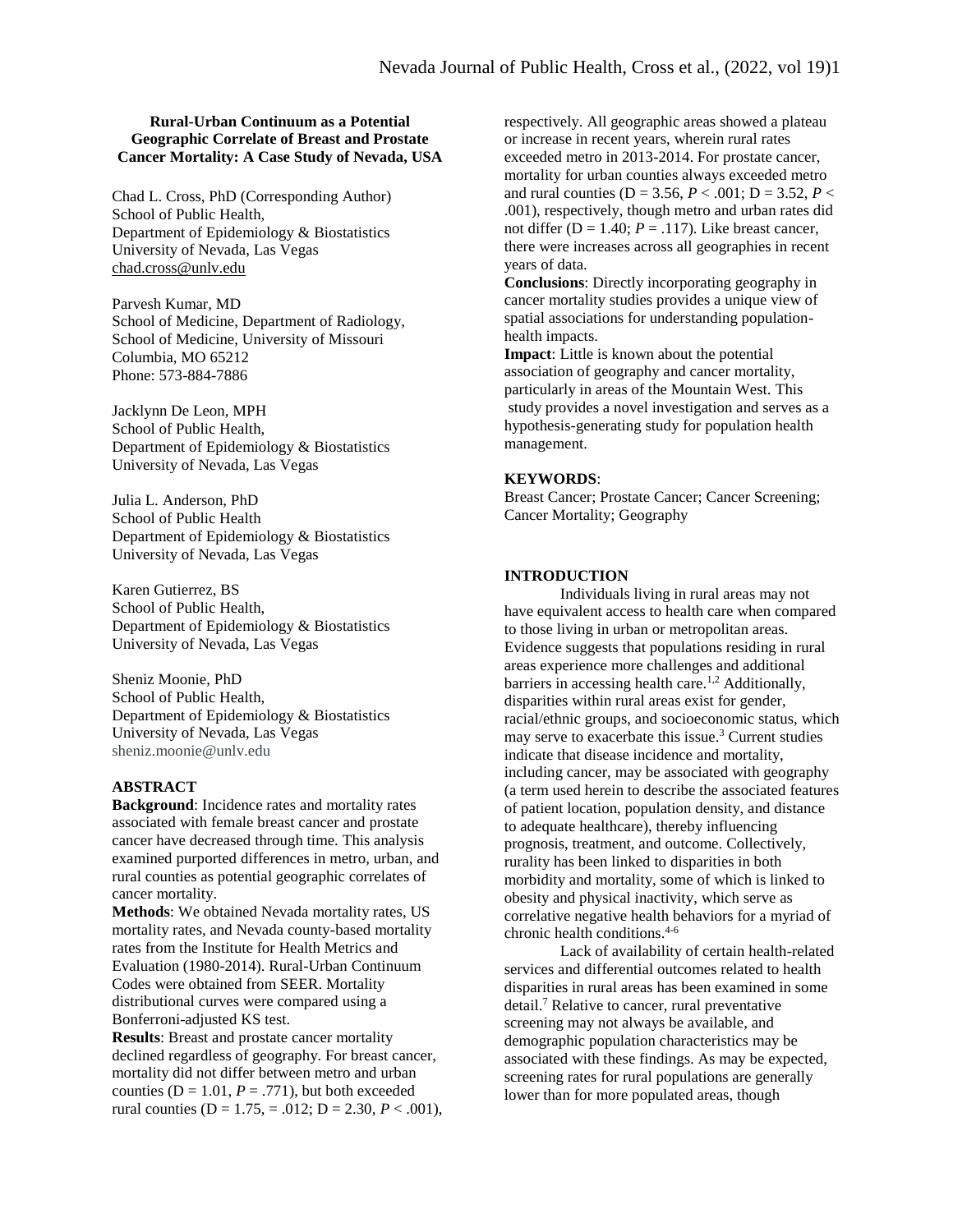**Rural-Urban Continuum as a Potential Geographic Correlate of Breast and Prostate Cancer Mortality: A Case Study of Nevada, USA**

Chad L. Cross, PhD (Corresponding Author)
School of Public Health,
Department of Epidemiology & Biostatistics
University of Nevada, Las Vegas
chad.cross@unlv.edu

Parvesh Kumar, MD
School of Medicine, Department of Radiology,
School of Medicine, University of Missouri
Columbia, MO 65212
Phone: 573-884-7886

Jacklynn De Leon, MPH
School of Public Health,
Department of Epidemiology & Biostatistics
University of Nevada, Las Vegas

Julia L. Anderson, PhD
School of Public Health
Department of Epidemiology & Biostatistics
University of Nevada, Las Vegas

Karen Gutierrez, BS
School of Public Health,
Department of Epidemiology & Biostatistics
University of Nevada, Las Vegas

Sheniz Moonie, PhD
School of Public Health,
Department of Epidemiology & Biostatistics
University of Nevada, Las Vegas
sheniz.moonie@unlv.edu

## ABSTRACT

**Background**: Incidence rates and mortality rates associated with female breast cancer and prostate cancer have decreased through time. This analysis examined purported differences in metro, urban, and rural counties as potential geographic correlates of cancer mortality.

**Methods**: We obtained Nevada mortality rates, US mortality rates, and Nevada county-based mortality rates from the Institute for Health Metrics and Evaluation (1980-2014). Rural-Urban Continuum Codes were obtained from SEER. Mortality distributional curves were compared using a Bonferroni-adjusted KS test.

**Results**: Breast and prostate cancer mortality declined regardless of geography. For breast cancer, mortality did not differ between metro and urban counties ($D = 1.01$, $P = .771$), but both exceeded rural counties ($D = 1.75$, $= .012$; $D = 2.30$, $P < .001$), respectively. All geographic areas showed a plateau or increase in recent years, wherein rural rates exceeded metro in 2013-2014. For prostate cancer, mortality for urban counties always exceeded metro and rural counties ($D = 3.56$, $P < .001$; $D = 3.52$, $P < .001$), respectively, though metro and urban rates did not differ ($D = 1.40$; $P = .117$). Like breast cancer, there were increases across all geographies in recent years of data.

**Conclusions**: Directly incorporating geography in cancer mortality studies provides a unique view of spatial associations for understanding population-health impacts.

**Impact**: Little is known about the potential association of geography and cancer mortality, particularly in areas of the Mountain West. This study provides a novel investigation and serves as a hypothesis-generating study for population health management.

**KEYWORDS**:
Breast Cancer; Prostate Cancer; Cancer Screening; Cancer Mortality; Geography

## INTRODUCTION

Individuals living in rural areas may not have equivalent access to health care when compared to those living in urban or metropolitan areas. Evidence suggests that populations residing in rural areas experience more challenges and additional barriers in accessing health care.[1,2] Additionally, disparities within rural areas exist for gender, racial/ethnic groups, and socioeconomic status, which may serve to exacerbate this issue.[3] Current studies indicate that disease incidence and mortality, including cancer, may be associated with geography (a term used herein to describe the associated features of patient location, population density, and distance to adequate healthcare), thereby influencing prognosis, treatment, and outcome. Collectively, rurality has been linked to disparities in both morbidity and mortality, some of which is linked to obesity and physical inactivity, which serve as correlative negative health behaviors for a myriad of chronic health conditions.[4-6]

Lack of availability of certain health-related services and differential outcomes related to health disparities in rural areas has been examined in some detail.[7] Relative to cancer, rural preventative screening may not always be available, and demographic population characteristics may be associated with these findings. As may be expected, screening rates for rural populations are generally lower than for more populated areas, though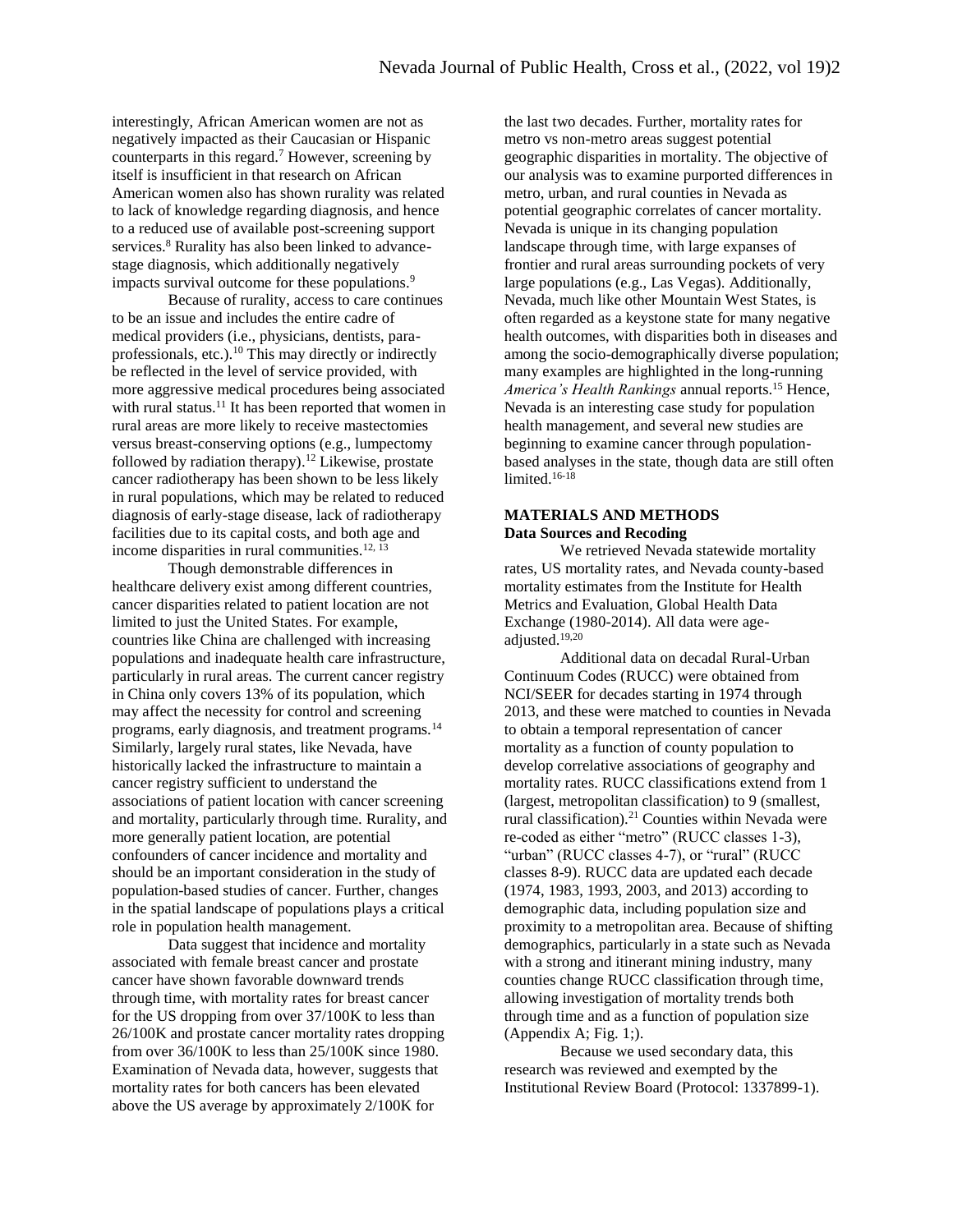interestingly, African American women are not as negatively impacted as their Caucasian or Hispanic counterparts in this regard.[7] However, screening by itself is insufficient in that research on African American women also has shown rurality was related to lack of knowledge regarding diagnosis, and hence to a reduced use of available post-screening support services.[8] Rurality has also been linked to advance-stage diagnosis, which additionally negatively impacts survival outcome for these populations.[9]

Because of rurality, access to care continues to be an issue and includes the entire cadre of medical providers (i.e., physicians, dentists, para-professionals, etc.).[10] This may directly or indirectly be reflected in the level of service provided, with more aggressive medical procedures being associated with rural status.[11] It has been reported that women in rural areas are more likely to receive mastectomies versus breast-conserving options (e.g., lumpectomy followed by radiation therapy).[12] Likewise, prostate cancer radiotherapy has been shown to be less likely in rural populations, which may be related to reduced diagnosis of early-stage disease, lack of radiotherapy facilities due to its capital costs, and both age and income disparities in rural communities.[12, 13]

Though demonstrable differences in healthcare delivery exist among different countries, cancer disparities related to patient location are not limited to just the United States. For example, countries like China are challenged with increasing populations and inadequate health care infrastructure, particularly in rural areas. The current cancer registry in China only covers 13% of its population, which may affect the necessity for control and screening programs, early diagnosis, and treatment programs.[14] Similarly, largely rural states, like Nevada, have historically lacked the infrastructure to maintain a cancer registry sufficient to understand the associations of patient location with cancer screening and mortality, particularly through time. Rurality, and more generally patient location, are potential confounders of cancer incidence and mortality and should be an important consideration in the study of population-based studies of cancer. Further, changes in the spatial landscape of populations plays a critical role in population health management.

Data suggest that incidence and mortality associated with female breast cancer and prostate cancer have shown favorable downward trends through time, with mortality rates for breast cancer for the US dropping from over 37/100K to less than 26/100K and prostate cancer mortality rates dropping from over 36/100K to less than 25/100K since 1980. Examination of Nevada data, however, suggests that mortality rates for both cancers has been elevated above the US average by approximately 2/100K for the last two decades. Further, mortality rates for metro vs non-metro areas suggest potential geographic disparities in mortality. The objective of our analysis was to examine purported differences in metro, urban, and rural counties in Nevada as potential geographic correlates of cancer mortality. Nevada is unique in its changing population landscape through time, with large expanses of frontier and rural areas surrounding pockets of very large populations (e.g., Las Vegas). Additionally, Nevada, much like other Mountain West States, is often regarded as a keystone state for many negative health outcomes, with disparities both in diseases and among the socio-demographically diverse population; many examples are highlighted in the long-running *America's Health Rankings* annual reports.[15] Hence, Nevada is an interesting case study for population health management, and several new studies are beginning to examine cancer through population-based analyses in the state, though data are still often limited.[16-18]

## MATERIALS AND METHODS

### Data Sources and Recoding

We retrieved Nevada statewide mortality rates, US mortality rates, and Nevada county-based mortality estimates from the Institute for Health Metrics and Evaluation, Global Health Data Exchange (1980-2014). All data were age-adjusted.[19,20]

Additional data on decadal Rural-Urban Continuum Codes (RUCC) were obtained from NCI/SEER for decades starting in 1974 through 2013, and these were matched to counties in Nevada to obtain a temporal representation of cancer mortality as a function of county population to develop correlative associations of geography and mortality rates. RUCC classifications extend from 1 (largest, metropolitan classification) to 9 (smallest, rural classification).[21] Counties within Nevada were re-coded as either "metro" (RUCC classes 1-3), "urban" (RUCC classes 4-7), or "rural" (RUCC classes 8-9). RUCC data are updated each decade (1974, 1983, 1993, 2003, and 2013) according to demographic data, including population size and proximity to a metropolitan area. Because of shifting demographics, particularly in a state such as Nevada with a strong and itinerant mining industry, many counties change RUCC classification through time, allowing investigation of mortality trends both through time and as a function of population size (Appendix A; Fig. 1;).

Because we used secondary data, this research was reviewed and exempted by the Institutional Review Board (Protocol: 1337899-1).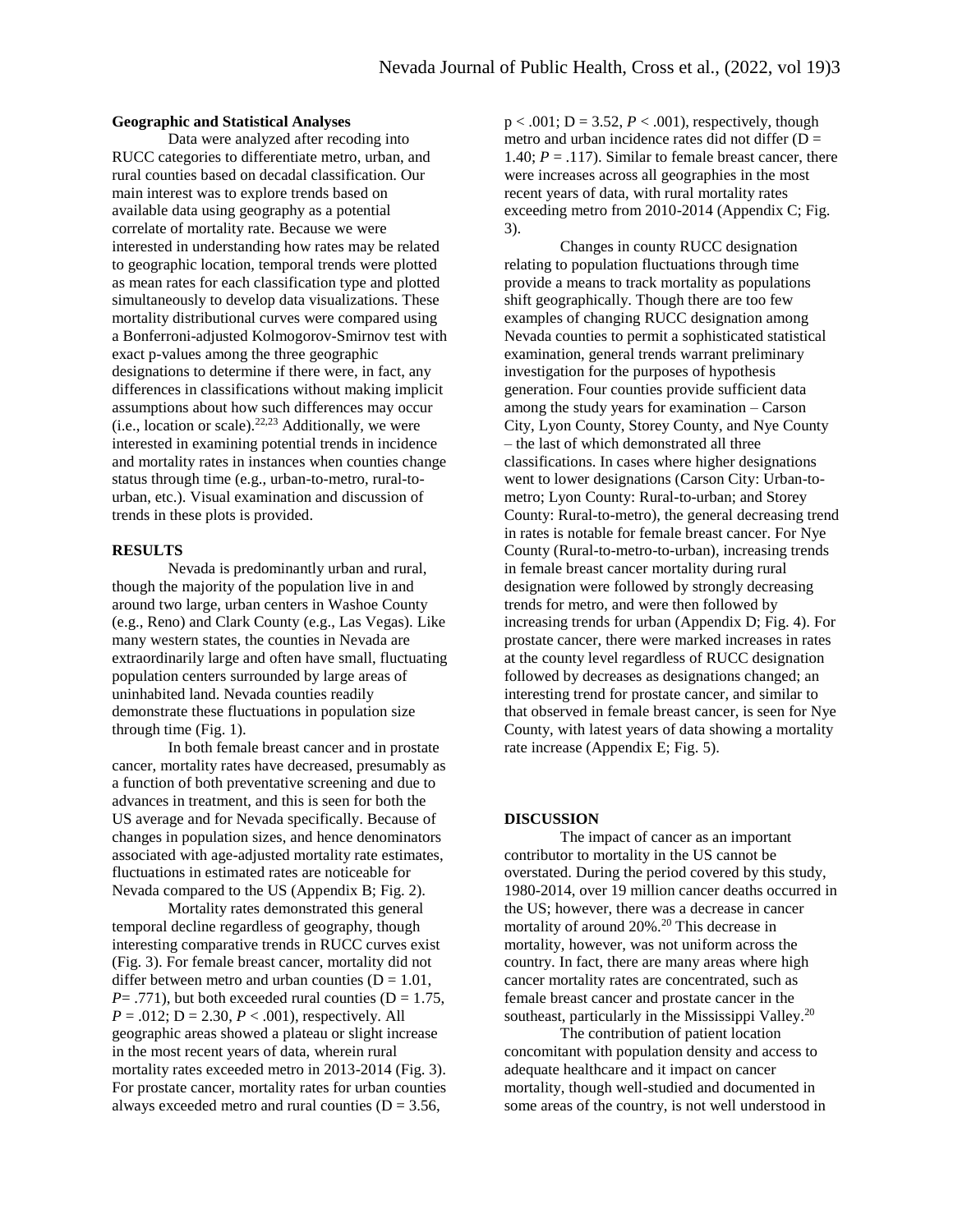### Geographic and Statistical Analyses

Data were analyzed after recoding into RUCC categories to differentiate metro, urban, and rural counties based on decadal classification. Our main interest was to explore trends based on available data using geography as a potential correlate of mortality rate. Because we were interested in understanding how rates may be related to geographic location, temporal trends were plotted as mean rates for each classification type and plotted simultaneously to develop data visualizations. These mortality distributional curves were compared using a Bonferroni-adjusted Kolmogorov-Smirnov test with exact p-values among the three geographic designations to determine if there were, in fact, any differences in classifications without making implicit assumptions about how such differences may occur (i.e., location or scale).[22,23] Additionally, we were interested in examining potential trends in incidence and mortality rates in instances when counties change status through time (e.g., urban-to-metro, rural-to-urban, etc.). Visual examination and discussion of trends in these plots is provided.

## RESULTS

Nevada is predominantly urban and rural, though the majority of the population live in and around two large, urban centers in Washoe County (e.g., Reno) and Clark County (e.g., Las Vegas). Like many western states, the counties in Nevada are extraordinarily large and often have small, fluctuating population centers surrounded by large areas of uninhabited land. Nevada counties readily demonstrate these fluctuations in population size through time (Fig. 1).

In both female breast cancer and in prostate cancer, mortality rates have decreased, presumably as a function of both preventative screening and due to advances in treatment, and this is seen for both the US average and for Nevada specifically. Because of changes in population sizes, and hence denominators associated with age-adjusted mortality rate estimates, fluctuations in estimated rates are noticeable for Nevada compared to the US (Appendix B; Fig. 2).

Mortality rates demonstrated this general temporal decline regardless of geography, though interesting comparative trends in RUCC curves exist (Fig. 3). For female breast cancer, mortality did not differ between metro and urban counties ($D = 1.01$, $P = .771$), but both exceeded rural counties ($D = 1.75$, $P = .012$; $D = 2.30$, $P < .001$), respectively. All geographic areas showed a plateau or slight increase in the most recent years of data, wherein rural mortality rates exceeded metro in 2013-2014 (Fig. 3). For prostate cancer, mortality rates for urban counties always exceeded metro and rural counties ($D = 3.56$, $p < .001$; $D = 3.52$, $P < .001$), respectively, though metro and urban incidence rates did not differ ($D = 1.40$; $P = .117$). Similar to female breast cancer, there were increases across all geographies in the most recent years of data, with rural mortality rates exceeding metro from 2010-2014 (Appendix C; Fig. 3).

Changes in county RUCC designation relating to population fluctuations through time provide a means to track mortality as populations shift geographically. Though there are too few examples of changing RUCC designation among Nevada counties to permit a sophisticated statistical examination, general trends warrant preliminary investigation for the purposes of hypothesis generation. Four counties provide sufficient data among the study years for examination – Carson City, Lyon County, Storey County, and Nye County – the last of which demonstrated all three classifications. In cases where higher designations went to lower designations (Carson City: Urban-to-metro; Lyon County: Rural-to-urban; and Storey County: Rural-to-metro), the general decreasing trend in rates is notable for female breast cancer. For Nye County (Rural-to-metro-to-urban), increasing trends in female breast cancer mortality during rural designation were followed by strongly decreasing trends for metro, and were then followed by increasing trends for urban (Appendix D; Fig. 4). For prostate cancer, there were marked increases in rates at the county level regardless of RUCC designation followed by decreases as designations changed; an interesting trend for prostate cancer, and similar to that observed in female breast cancer, is seen for Nye County, with latest years of data showing a mortality rate increase (Appendix E; Fig. 5).

## DISCUSSION

The impact of cancer as an important contributor to mortality in the US cannot be overstated. During the period covered by this study, 1980-2014, over 19 million cancer deaths occurred in the US; however, there was a decrease in cancer mortality of around 20%.[20] This decrease in mortality, however, was not uniform across the country. In fact, there are many areas where high cancer mortality rates are concentrated, such as female breast cancer and prostate cancer in the southeast, particularly in the Mississippi Valley.[20]

The contribution of patient location concomitant with population density and access to adequate healthcare and it impact on cancer mortality, though well-studied and documented in some areas of the country, is not well understood in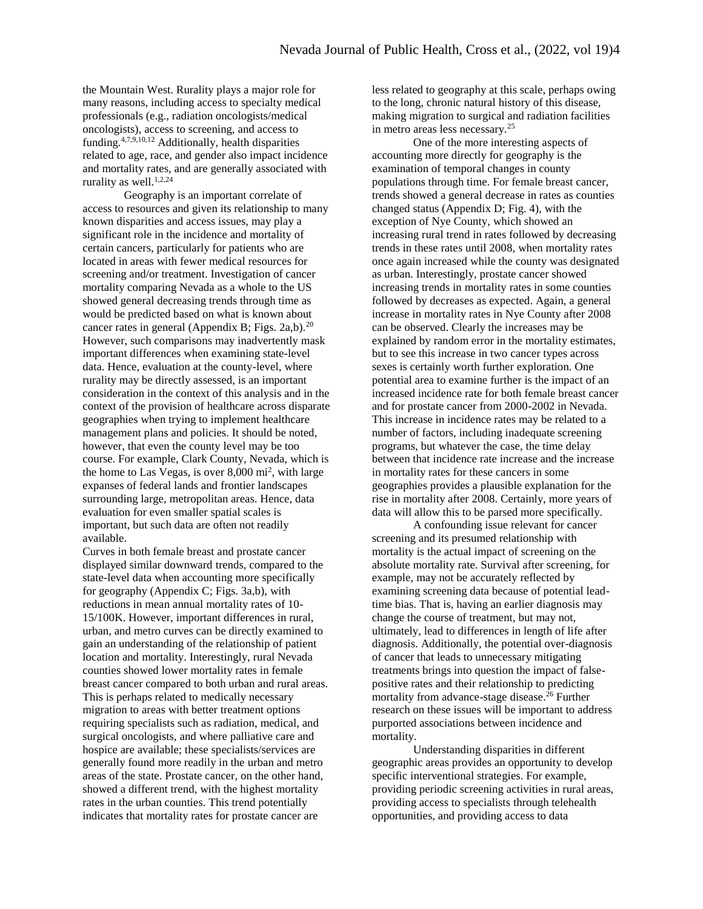the Mountain West. Rurality plays a major role for many reasons, including access to specialty medical professionals (e.g., radiation oncologists/medical oncologists), access to screening, and access to funding.[4,7,9,10,12] Additionally, health disparities related to age, race, and gender also impact incidence and mortality rates, and are generally associated with rurality as well.[1,2,24]

Geography is an important correlate of access to resources and given its relationship to many known disparities and access issues, may play a significant role in the incidence and mortality of certain cancers, particularly for patients who are located in areas with fewer medical resources for screening and/or treatment. Investigation of cancer mortality comparing Nevada as a whole to the US showed general decreasing trends through time as would be predicted based on what is known about cancer rates in general (Appendix B; Figs. 2a,b).[20] However, such comparisons may inadvertently mask important differences when examining state-level data. Hence, evaluation at the county-level, where rurality may be directly assessed, is an important consideration in the context of this analysis and in the context of the provision of healthcare across disparate geographies when trying to implement healthcare management plans and policies. It should be noted, however, that even the county level may be too course. For example, Clark County, Nevada, which is the home to Las Vegas, is over 8,000 mi$^2$, with large expanses of federal lands and frontier landscapes surrounding large, metropolitan areas. Hence, data evaluation for even smaller spatial scales is important, but such data are often not readily available.

Curves in both female breast and prostate cancer displayed similar downward trends, compared to the state-level data when accounting more specifically for geography (Appendix C; Figs. 3a,b), with reductions in mean annual mortality rates of 10-15/100K. However, important differences in rural, urban, and metro curves can be directly examined to gain an understanding of the relationship of patient location and mortality. Interestingly, rural Nevada counties showed lower mortality rates in female breast cancer compared to both urban and rural areas. This is perhaps related to medically necessary migration to areas with better treatment options requiring specialists such as radiation, medical, and surgical oncologists, and where palliative care and hospice are available; these specialists/services are generally found more readily in the urban and metro areas of the state. Prostate cancer, on the other hand, showed a different trend, with the highest mortality rates in the urban counties. This trend potentially indicates that mortality rates for prostate cancer are less related to geography at this scale, perhaps owing to the long, chronic natural history of this disease, making migration to surgical and radiation facilities in metro areas less necessary.[25]

One of the more interesting aspects of accounting more directly for geography is the examination of temporal changes in county populations through time. For female breast cancer, trends showed a general decrease in rates as counties changed status (Appendix D; Fig. 4), with the exception of Nye County, which showed an increasing rural trend in rates followed by decreasing trends in these rates until 2008, when mortality rates once again increased while the county was designated as urban. Interestingly, prostate cancer showed increasing trends in mortality rates in some counties followed by decreases as expected. Again, a general increase in mortality rates in Nye County after 2008 can be observed. Clearly the increases may be explained by random error in the mortality estimates, but to see this increase in two cancer types across sexes is certainly worth further exploration. One potential area to examine further is the impact of an increased incidence rate for both female breast cancer and for prostate cancer from 2000-2002 in Nevada. This increase in incidence rates may be related to a number of factors, including inadequate screening programs, but whatever the case, the time delay between that incidence rate increase and the increase in mortality rates for these cancers in some geographies provides a plausible explanation for the rise in mortality after 2008. Certainly, more years of data will allow this to be parsed more specifically.

A confounding issue relevant for cancer screening and its presumed relationship with mortality is the actual impact of screening on the absolute mortality rate. Survival after screening, for example, may not be accurately reflected by examining screening data because of potential lead-time bias. That is, having an earlier diagnosis may change the course of treatment, but may not, ultimately, lead to differences in length of life after diagnosis. Additionally, the potential over-diagnosis of cancer that leads to unnecessary mitigating treatments brings into question the impact of false-positive rates and their relationship to predicting mortality from advance-stage disease.[26] Further research on these issues will be important to address purported associations between incidence and mortality.

Understanding disparities in different geographic areas provides an opportunity to develop specific interventional strategies. For example, providing periodic screening activities in rural areas, providing access to specialists through telehealth opportunities, and providing access to data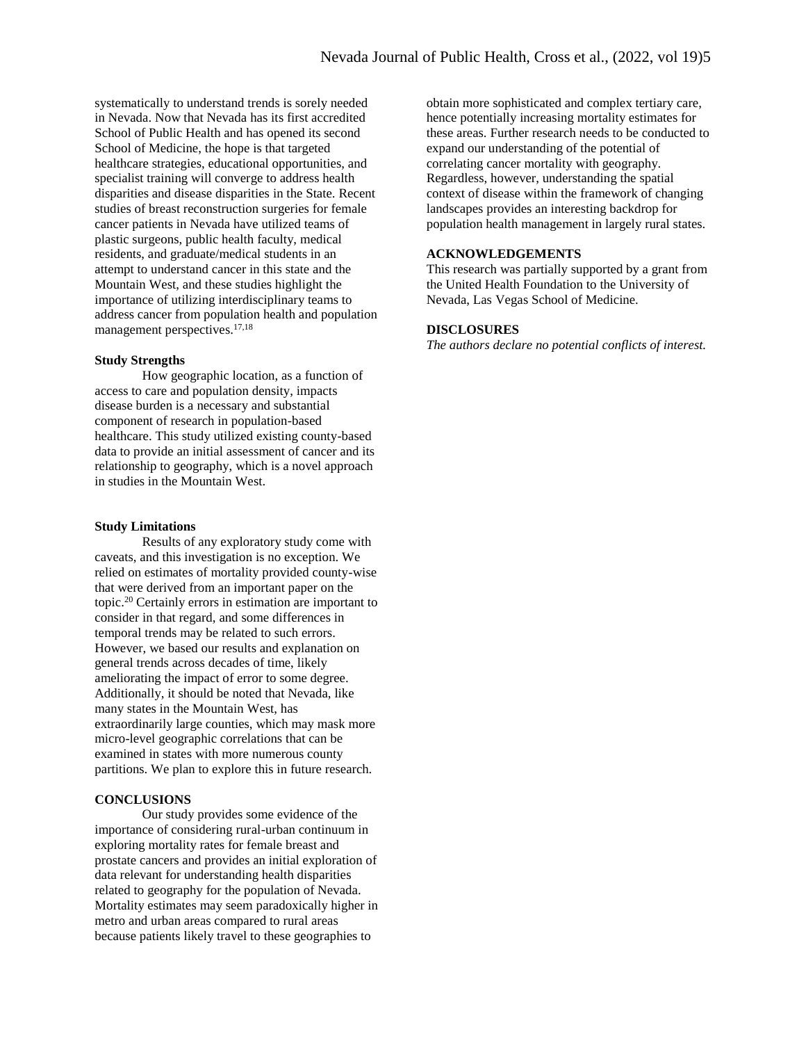systematically to understand trends is sorely needed in Nevada. Now that Nevada has its first accredited School of Public Health and has opened its second School of Medicine, the hope is that targeted healthcare strategies, educational opportunities, and specialist training will converge to address health disparities and disease disparities in the State. Recent studies of breast reconstruction surgeries for female cancer patients in Nevada have utilized teams of plastic surgeons, public health faculty, medical residents, and graduate/medical students in an attempt to understand cancer in this state and the Mountain West, and these studies highlight the importance of utilizing interdisciplinary teams to address cancer from population health and population management perspectives.[17,18]

### Study Strengths

How geographic location, as a function of access to care and population density, impacts disease burden is a necessary and substantial component of research in population-based healthcare. This study utilized existing county-based data to provide an initial assessment of cancer and its relationship to geography, which is a novel approach in studies in the Mountain West.

### Study Limitations

Results of any exploratory study come with caveats, and this investigation is no exception. We relied on estimates of mortality provided county-wise that were derived from an important paper on the topic.[20] Certainly errors in estimation are important to consider in that regard, and some differences in temporal trends may be related to such errors. However, we based our results and explanation on general trends across decades of time, likely ameliorating the impact of error to some degree. Additionally, it should be noted that Nevada, like many states in the Mountain West, has extraordinarily large counties, which may mask more micro-level geographic correlations that can be examined in states with more numerous county partitions. We plan to explore this in future research.

## CONCLUSIONS

Our study provides some evidence of the importance of considering rural-urban continuum in exploring mortality rates for female breast and prostate cancers and provides an initial exploration of data relevant for understanding health disparities related to geography for the population of Nevada. Mortality estimates may seem paradoxically higher in metro and urban areas compared to rural areas because patients likely travel to these geographies to obtain more sophisticated and complex tertiary care, hence potentially increasing mortality estimates for these areas. Further research needs to be conducted to expand our understanding of the potential of correlating cancer mortality with geography. Regardless, however, understanding the spatial context of disease within the framework of changing landscapes provides an interesting backdrop for population health management in largely rural states.

## ACKNOWLEDGEMENTS

This research was partially supported by a grant from the United Health Foundation to the University of Nevada, Las Vegas School of Medicine.

## DISCLOSURES

*The authors declare no potential conflicts of interest.*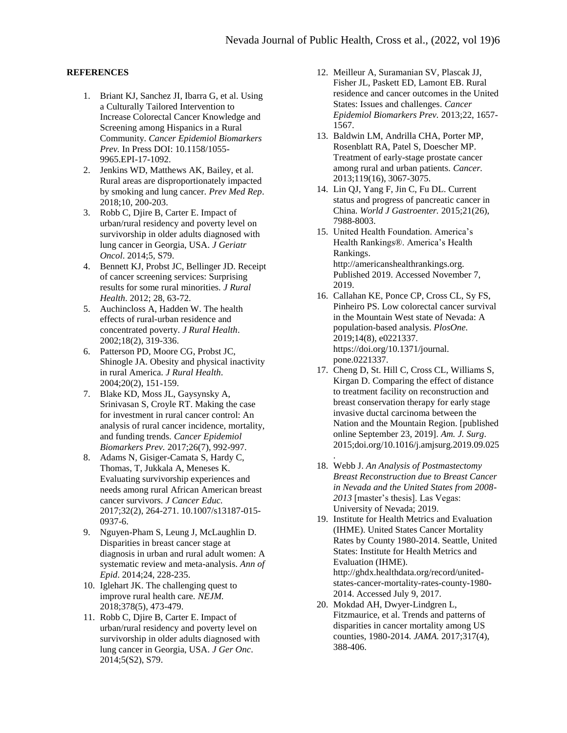## REFERENCES

1. Briant KJ, Sanchez JI, Ibarra G, et al. Using a Culturally Tailored Intervention to Increase Colorectal Cancer Knowledge and Screening among Hispanics in a Rural Community. *Cancer Epidemiol Biomarkers Prev.* In Press DOI: 10.1158/1055-9965.EPI-17-1092.
2. Jenkins WD, Matthews AK, Bailey, et al. Rural areas are disproportionately impacted by smoking and lung cancer. *Prev Med Rep*. 2018;10, 200-203.
3. Robb C, Djire B, Carter E. Impact of urban/rural residency and poverty level on survivorship in older adults diagnosed with lung cancer in Georgia, USA. *J Geriatr Oncol*. 2014;5, S79.
4. Bennett KJ, Probst JC, Bellinger JD. Receipt of cancer screening services: Surprising results for some rural minorities. *J Rural Health*. 2012; 28, 63-72.
5. Auchincloss A, Hadden W. The health effects of rural-urban residence and concentrated poverty. *J Rural Health*. 2002;18(2), 319-336.
6. Patterson PD, Moore CG, Probst JC, Shinogle JA. Obesity and physical inactivity in rural America. *J Rural Health*. 2004;20(2), 151-159.
7. Blake KD, Moss JL, Gaysynsky A, Srinivasan S, Croyle RT. Making the case for investment in rural cancer control: An analysis of rural cancer incidence, mortality, and funding trends. *Cancer Epidemiol Biomarkers Prev.* 2017;26(7), 992-997.
8. Adams N, Gisiger-Camata S, Hardy C, Thomas, T, Jukkala A, Meneses K. Evaluating survivorship experiences and needs among rural African American breast cancer survivors. *J Cancer Educ.* 2017;32(2), 264-271. 10.1007/s13187-015-0937-6.
9. Nguyen-Pham S, Leung J, McLaughlin D. Disparities in breast cancer stage at diagnosis in urban and rural adult women: A systematic review and meta-analysis. *Ann of Epid*. 2014;24, 228-235.
10. Iglehart JK. The challenging quest to improve rural health care. *NEJM.* 2018;378(5), 473-479.
11. Robb C, Djire B, Carter E. Impact of urban/rural residency and poverty level on survivorship in older adults diagnosed with lung cancer in Georgia, USA. *J Ger Onc*. 2014;5(S2), S79.
12. Meilleur A, Suramanian SV, Plascak JJ, Fisher JL, Paskett ED, Lamont EB. Rural residence and cancer outcomes in the United States: Issues and challenges. *Cancer Epidemiol Biomarkers Prev.* 2013;22, 1657-1567.
13. Baldwin LM, Andrilla CHA, Porter MP, Rosenblatt RA, Patel S, Doescher MP. Treatment of early-stage prostate cancer among rural and urban patients. *Cancer.* 2013;119(16), 3067-3075.
14. Lin QJ, Yang F, Jin C, Fu DL. Current status and progress of pancreatic cancer in China. *World J Gastroenter.* 2015;21(26), 7988-8003.
15. United Health Foundation. America's Health Rankings®. America's Health Rankings. http://americanshealthrankings.org. Published 2019. Accessed November 7, 2019.
16. Callahan KE, Ponce CP, Cross CL, Sy FS, Pinheiro PS. Low colorectal cancer survival in the Mountain West state of Nevada: A population-based analysis. *PlosOne.* 2019;14(8), e0221337. https://doi.org/10.1371/journal.pone.0221337.
17. Cheng D, St. Hill C, Cross CL, Williams S, Kirgan D. Comparing the effect of distance to treatment facility on reconstruction and breast conservation therapy for early stage invasive ductal carcinoma between the Nation and the Mountain Region. [published online September 23, 2019]. *Am. J. Surg*. 2015;doi.org/10.1016/j.amjsurg.2019.09.025.
18. Webb J. *An Analysis of Postmastectomy Breast Reconstruction due to Breast Cancer in Nevada and the United States from 2008-2013* [master's thesis]. Las Vegas: University of Nevada; 2019.
19. Institute for Health Metrics and Evaluation (IHME). United States Cancer Mortality Rates by County 1980-2014. Seattle, United States: Institute for Health Metrics and Evaluation (IHME). http://ghdx.healthdata.org/record/united-states-cancer-mortality-rates-county-1980-2014. Accessed July 9, 2017.
20. Mokdad AH, Dwyer-Lindgren L, Fitzmaurice, et al. Trends and patterns of disparities in cancer mortality among US counties, 1980-2014. *JAMA.* 2017;317(4), 388-406.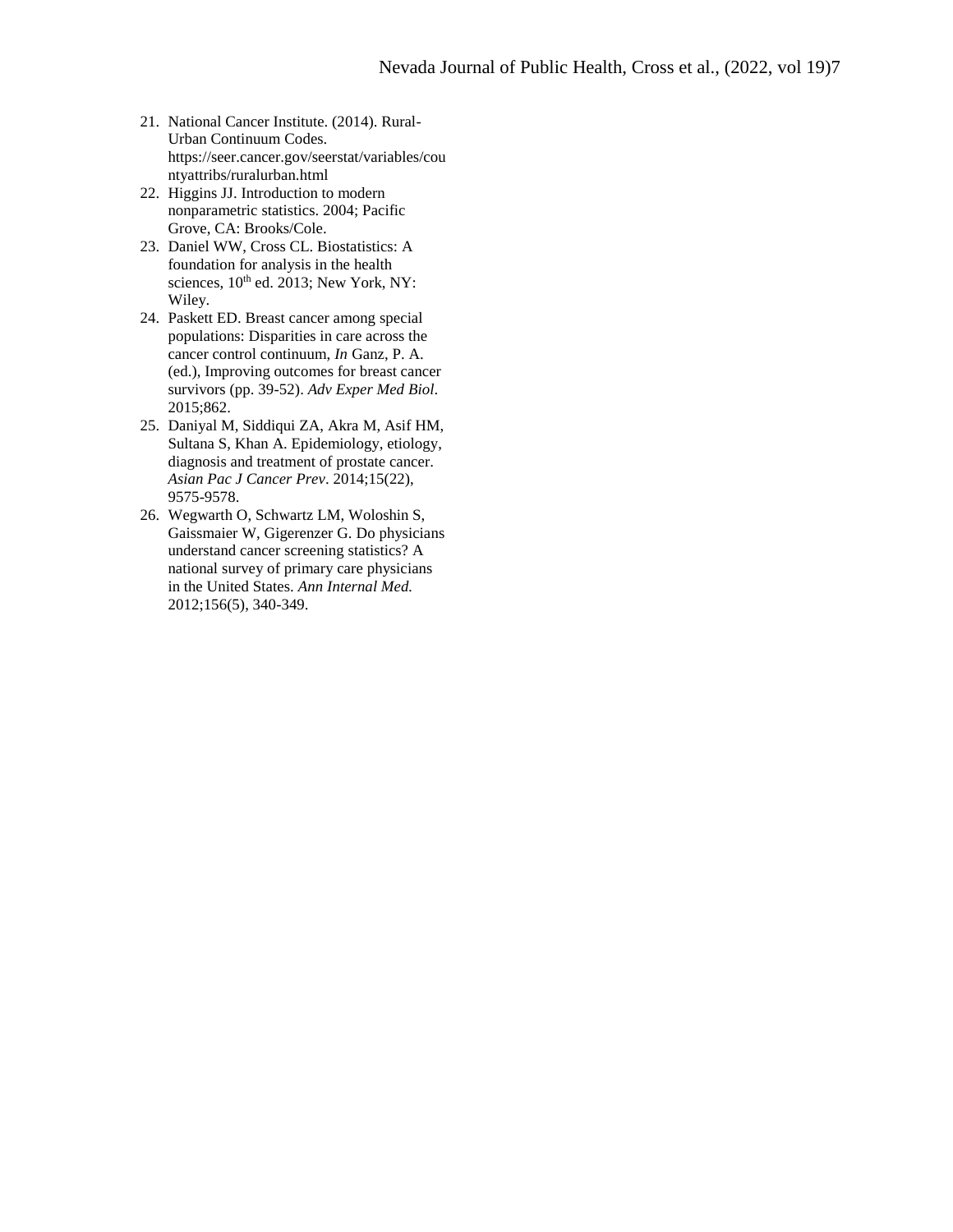21. National Cancer Institute. (2014). Rural-Urban Continuum Codes. https://seer.cancer.gov/seerstat/variables/countyattribs/ruralurban.html
22. Higgins JJ. Introduction to modern nonparametric statistics. 2004; Pacific Grove, CA: Brooks/Cole.
23. Daniel WW, Cross CL. Biostatistics: A foundation for analysis in the health sciences, 10th ed. 2013; New York, NY: Wiley.
24. Paskett ED. Breast cancer among special populations: Disparities in care across the cancer control continuum, *In* Ganz, P. A. (ed.), Improving outcomes for breast cancer survivors (pp. 39-52). *Adv Exper Med Biol*. 2015;862.
25. Daniyal M, Siddiqui ZA, Akra M, Asif HM, Sultana S, Khan A. Epidemiology, etiology, diagnosis and treatment of prostate cancer. *Asian Pac J Cancer Prev*. 2014;15(22), 9575-9578.
26. Wegwarth O, Schwartz LM, Woloshin S, Gaissmaier W, Gigerenzer G. Do physicians understand cancer screening statistics? A national survey of primary care physicians in the United States. *Ann Internal Med.* 2012;156(5), 340-349.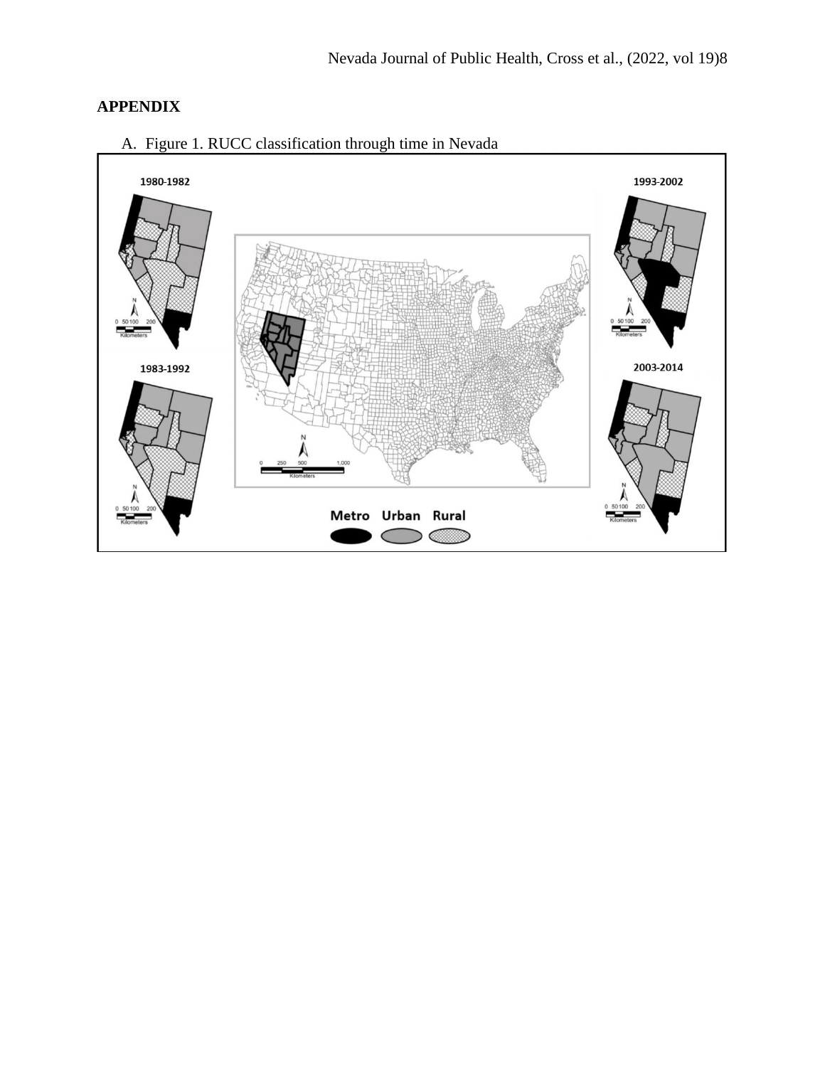## APPENDIX

A. Figure 1. RUCC classification through time in Nevada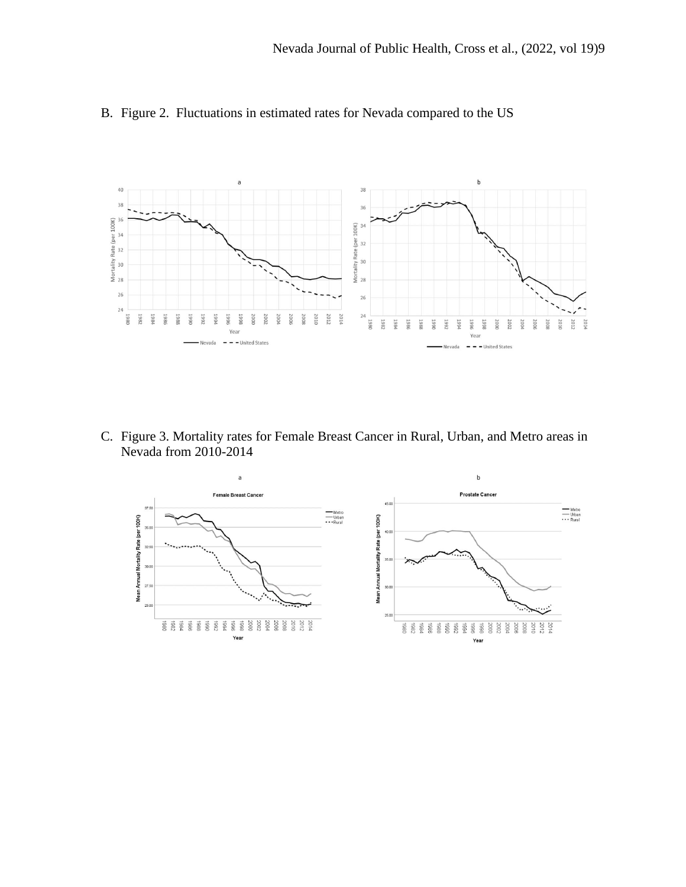B. Figure 2. Fluctuations in estimated rates for Nevada compared to the US

C. Figure 3. Mortality rates for Female Breast Cancer in Rural, Urban, and Metro areas in Nevada from 2010-2014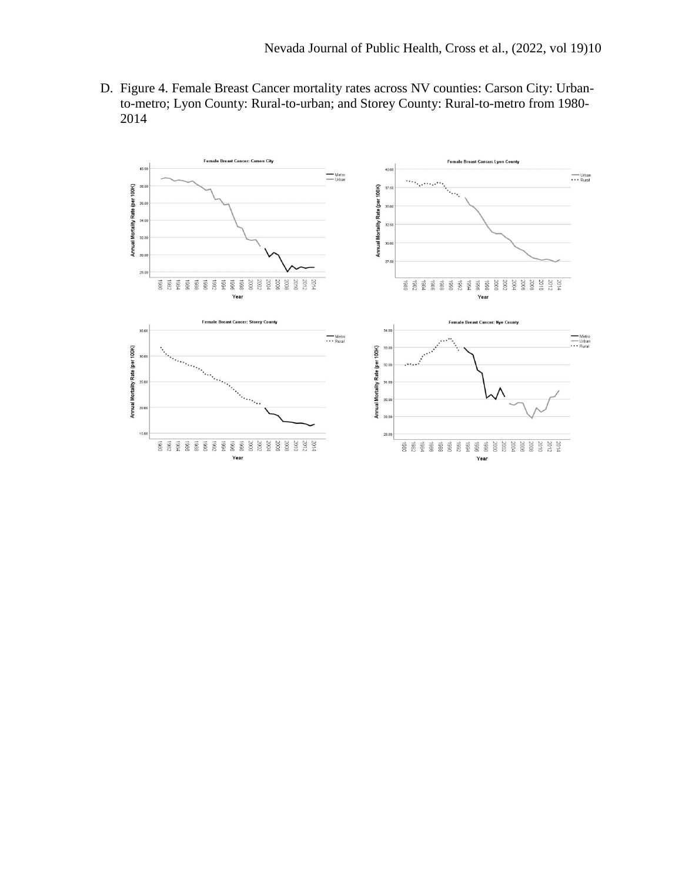D. Figure 4. Female Breast Cancer mortality rates across NV counties: Carson City: Urban-to-metro; Lyon County: Rural-to-urban; and Storey County: Rural-to-metro from 1980-2014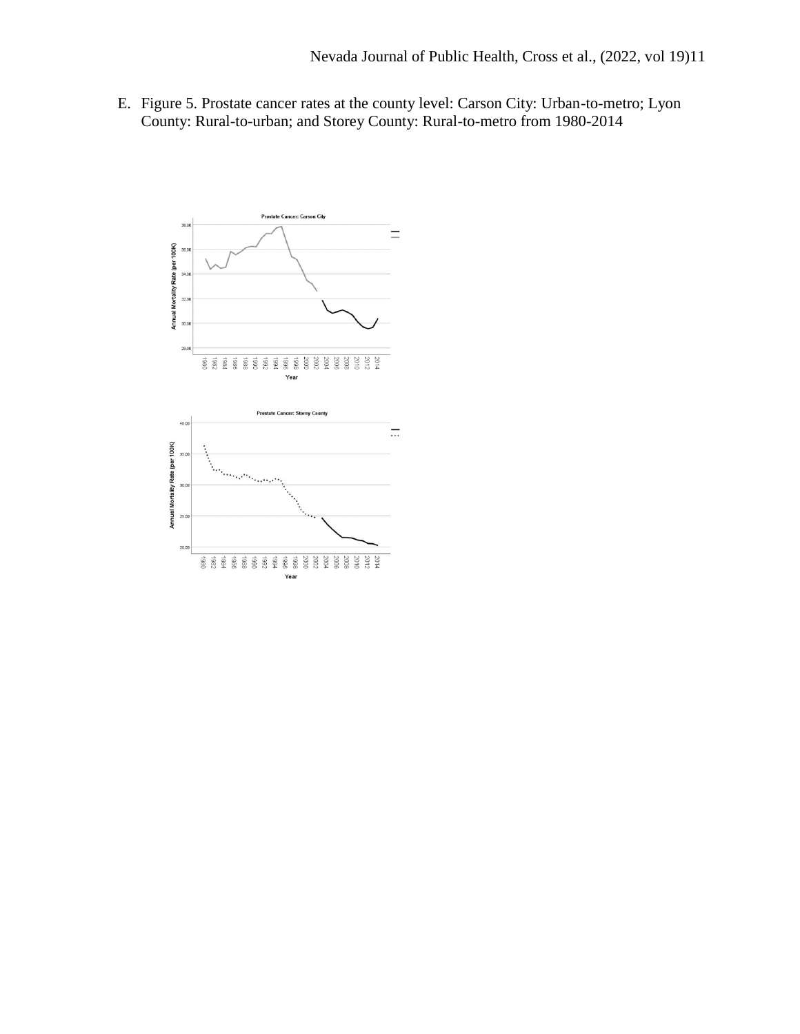E. Figure 5. Prostate cancer rates at the county level: Carson City: Urban-to-metro; Lyon County: Rural-to-urban; and Storey County: Rural-to-metro from 1980-2014

Prostate Cancer: Carson City

Annual Mortality Rate (per 100K)

38.00
36.00
34.00
32.00
30.00
28.00

1980 1982 1984 1986 1988 1990 1992 1994 1996 1998 2000 2002 2004 2006 2008 2010 2012 2014

Year

Prostate Cancer: Storey County

Annual Mortality Rate (per 100K)

40.00
35.00
30.00
25.00
20.00

1980 1982 1984 1986 1988 1990 1992 1994 1996 1998 2000 2002 2004 2006 2008 2010 2012 2014

Year